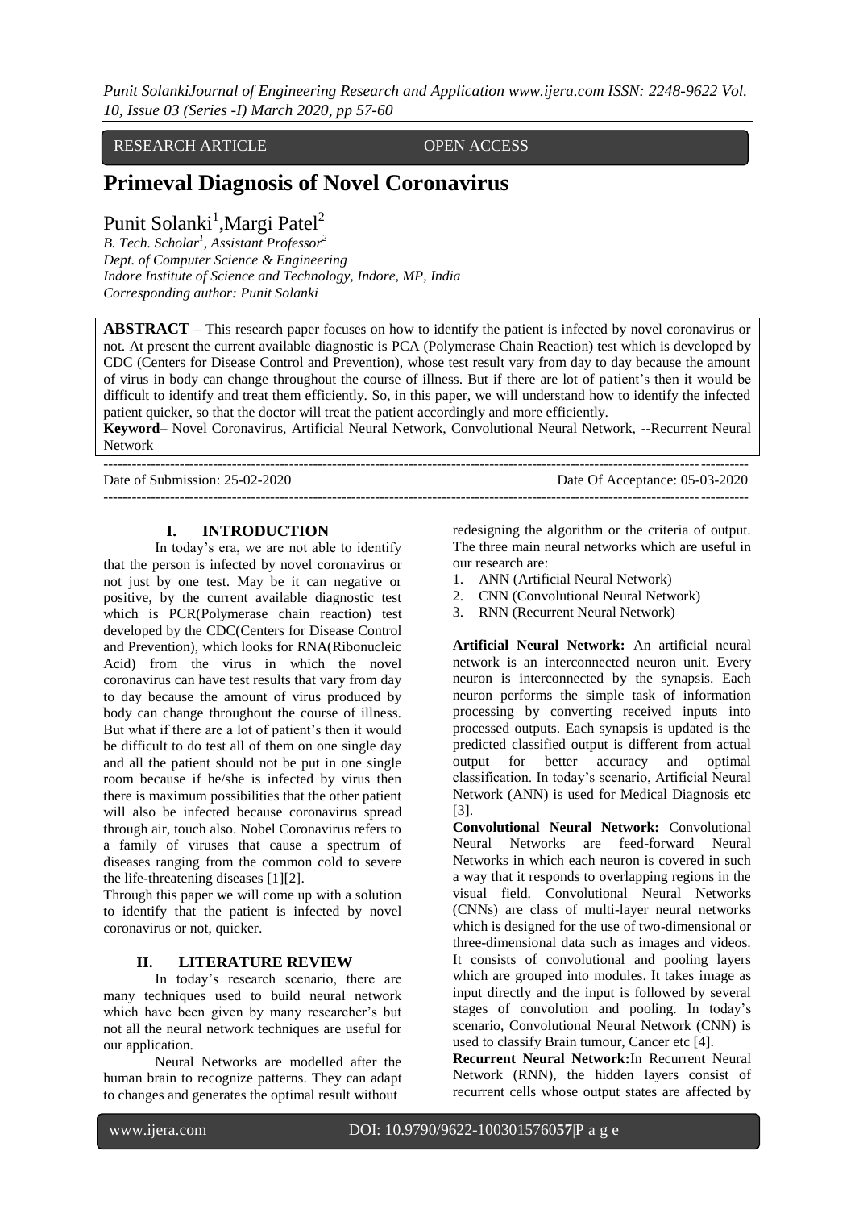RESEARCH ARTICLE OPEN ACCESS

# Primeval Diagnosis of Novel Coronavirus

Punit Solanki[1],Margi Patel[2]

*B. Tech. Scholar[1], Assistant Professor[2]*
*Dept. of Computer Science & Engineering*
*Indore Institute of Science and Technology, Indore, MP, India*
*Corresponding author: Punit Solanki*

**ABSTRACT** – This research paper focuses on how to identify the patient is infected by novel coronavirus or not. At present the current available diagnostic is PCA (Polymerase Chain Reaction) test which is developed by CDC (Centers for Disease Control and Prevention), whose test result vary from day to day because the amount of virus in body can change throughout the course of illness. But if there are lot of patient's then it would be difficult to identify and treat them efficiently. So, in this paper, we will understand how to identify the infected patient quicker, so that the doctor will treat the patient accordingly and more efficiently.

**Keyword**– Novel Coronavirus, Artificial Neural Network, Convolutional Neural Network, --Recurrent Neural Network

Date of Submission: 25-02-2020 Date Of Acceptance: 05-03-2020

## I. INTRODUCTION

In today's era, we are not able to identify that the person is infected by novel coronavirus or not just by one test. May be it can negative or positive, by the current available diagnostic test which is PCR(Polymerase chain reaction) test developed by the CDC(Centers for Disease Control and Prevention), which looks for RNA(Ribonucleic Acid) from the virus in which the novel coronavirus can have test results that vary from day to day because the amount of virus produced by body can change throughout the course of illness. But what if there are a lot of patient's then it would be difficult to do test all of them on one single day and all the patient should not be put in one single room because if he/she is infected by virus then there is maximum possibilities that the other patient will also be infected because coronavirus spread through air, touch also. Nobel Coronavirus refers to a family of viruses that cause a spectrum of diseases ranging from the common cold to severe the life-threatening diseases [1][2].

Through this paper we will come up with a solution to identify that the patient is infected by novel coronavirus or not, quicker.

## II. LITERATURE REVIEW

In today's research scenario, there are many techniques used to build neural network which have been given by many researcher's but not all the neural network techniques are useful for our application.

Neural Networks are modelled after the human brain to recognize patterns. They can adapt to changes and generates the optimal result without redesigning the algorithm or the criteria of output. The three main neural networks which are useful in our research are:

1. ANN (Artificial Neural Network)
2. CNN (Convolutional Neural Network)
3. RNN (Recurrent Neural Network)

**Artificial Neural Network:** An artificial neural network is an interconnected neuron unit. Every neuron is interconnected by the synapsis. Each neuron performs the simple task of information processing by converting received inputs into processed outputs. Each synapsis is updated is the predicted classified output is different from actual output for better accuracy and optimal classification. In today's scenario, Artificial Neural Network (ANN) is used for Medical Diagnosis etc [3].

**Convolutional Neural Network:** Convolutional Neural Networks are feed-forward Neural Networks in which each neuron is covered in such a way that it responds to overlapping regions in the visual field. Convolutional Neural Networks (CNNs) are class of multi-layer neural networks which is designed for the use of two-dimensional or three-dimensional data such as images and videos. It consists of convolutional and pooling layers which are grouped into modules. It takes image as input directly and the input is followed by several stages of convolution and pooling. In today's scenario, Convolutional Neural Network (CNN) is used to classify Brain tumour, Cancer etc [4].

**Recurrent Neural Network:**In Recurrent Neural Network (RNN), the hidden layers consist of recurrent cells whose output states are affected by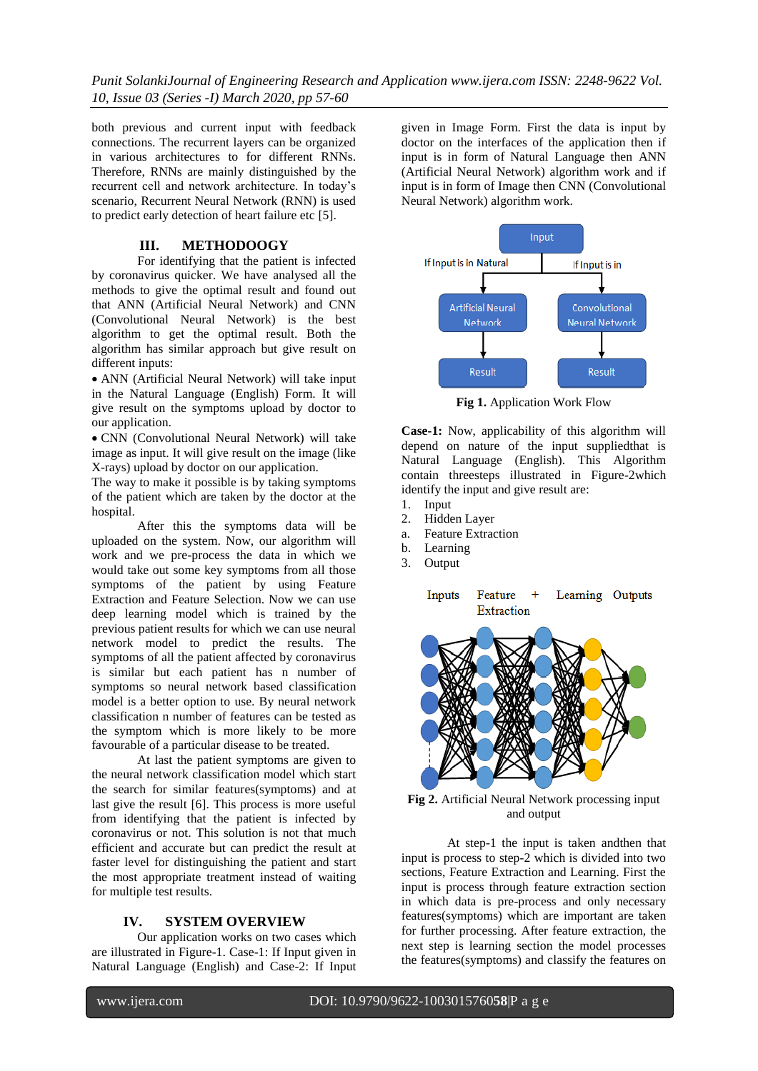both previous and current input with feedback connections. The recurrent layers can be organized in various architectures to for different RNNs. Therefore, RNNs are mainly distinguished by the recurrent cell and network architecture. In today's scenario, Recurrent Neural Network (RNN) is used to predict early detection of heart failure etc [5].

## III. METHODOOGY

For identifying that the patient is infected by coronavirus quicker. We have analysed all the methods to give the optimal result and found out that ANN (Artificial Neural Network) and CNN (Convolutional Neural Network) is the best algorithm to get the optimal result. Both the algorithm has similar approach but give result on different inputs:

- ANN (Artificial Neural Network) will take input in the Natural Language (English) Form. It will give result on the symptoms upload by doctor to our application.
- CNN (Convolutional Neural Network) will take image as input. It will give result on the image (like X-rays) upload by doctor on our application.

The way to make it possible is by taking symptoms of the patient which are taken by the doctor at the hospital.

After this the symptoms data will be uploaded on the system. Now, our algorithm will work and we pre-process the data in which we would take out some key symptoms from all those symptoms of the patient by using Feature Extraction and Feature Selection. Now we can use deep learning model which is trained by the previous patient results for which we can use neural network model to predict the results. The symptoms of all the patient affected by coronavirus is similar but each patient has n number of symptoms so neural network based classification model is a better option to use. By neural network classification n number of features can be tested as the symptom which is more likely to be more favourable of a particular disease to be treated.

At last the patient symptoms are given to the neural network classification model which start the search for similar features(symptoms) and at last give the result [6]. This process is more useful from identifying that the patient is infected by coronavirus or not. This solution is not that much efficient and accurate but can predict the result at faster level for distinguishing the patient and start the most appropriate treatment instead of waiting for multiple test results.

## IV. SYSTEM OVERVIEW

Our application works on two cases which are illustrated in Figure-1. Case-1: If Input given in Natural Language (English) and Case-2: If Input given in Image Form. First the data is input by doctor on the interfaces of the application then if input is in form of Natural Language then ANN (Artificial Neural Network) algorithm work and if input is in form of Image then CNN (Convolutional Neural Network) algorithm work.

**Fig 1.** Application Work Flow

**Case-1:** Now, applicability of this algorithm will depend on nature of the input suppliedthat is Natural Language (English). This Algorithm contain threesteps illustrated in Figure-2which identify the input and give result are:

1. Input
2. Hidden Layer
   a. Feature Extraction
   b. Learning
3. Output

**Fig 2.** Artificial Neural Network processing input and output

At step-1 the input is taken andthen that input is process to step-2 which is divided into two sections, Feature Extraction and Learning. First the input is process through feature extraction section in which data is pre-process and only necessary features(symptoms) which are important are taken for further processing. After feature extraction, the next step is learning section the model processes the features(symptoms) and classify the features on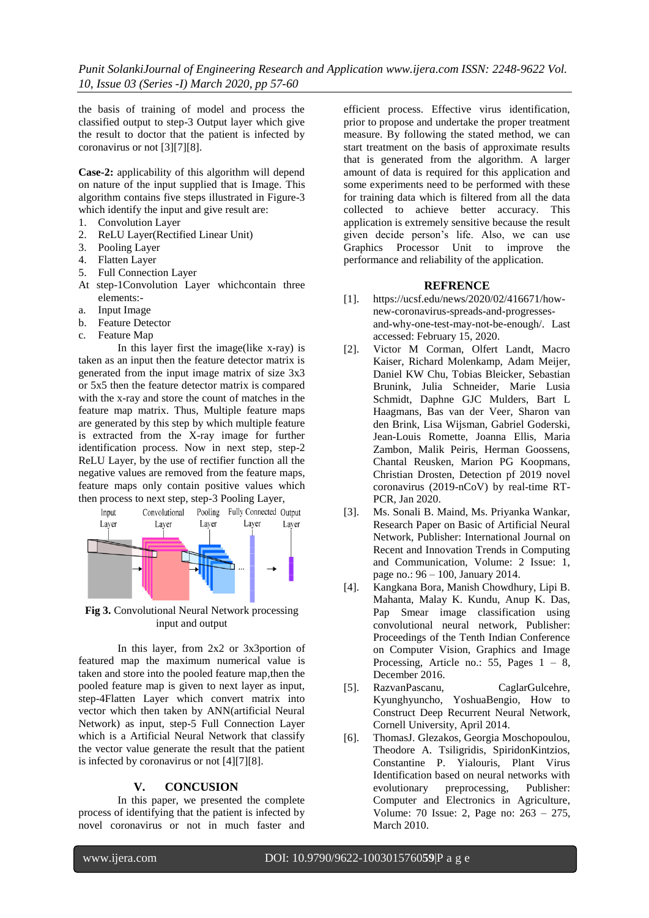the basis of training of model and process the classified output to step-3 Output layer which give the result to doctor that the patient is infected by coronavirus or not [3][7][8].

**Case-2:** applicability of this algorithm will depend on nature of the input supplied that is Image. This algorithm contains five steps illustrated in Figure-3 which identify the input and give result are:

1. Convolution Layer
2. ReLU Layer(Rectified Linear Unit)
3. Pooling Layer
4. Flatten Layer
5. Full Connection Layer

At step-1Convolution Layer whichcontain three elements:-

a. Input Image
b. Feature Detector
c. Feature Map

In this layer first the image(like x-ray) is taken as an input then the feature detector matrix is generated from the input image matrix of size 3x3 or 5x5 then the feature detector matrix is compared with the x-ray and store the count of matches in the feature map matrix. Thus, Multiple feature maps are generated by this step by which multiple feature is extracted from the X-ray image for further identification process. Now in next step, step-2 ReLU Layer, by the use of rectifier function all the negative values are removed from the feature maps, feature maps only contain positive values which then process to next step, step-3 Pooling Layer,

**Fig 3.** Convolutional Neural Network processing input and output

In this layer, from 2x2 or 3x3portion of featured map the maximum numerical value is taken and store into the pooled feature map,then the pooled feature map is given to next layer as input, step-4Flatten Layer which convert matrix into vector which then taken by ANN(artificial Neural Network) as input, step-5 Full Connection Layer which is a Artificial Neural Network that classify the vector value generate the result that the patient is infected by coronavirus or not [4][7][8].

## V. CONCUSION

In this paper, we presented the complete process of identifying that the patient is infected by novel coronavirus or not in much faster and efficient process. Effective virus identification, prior to propose and undertake the proper treatment measure. By following the stated method, we can start treatment on the basis of approximate results that is generated from the algorithm. A larger amount of data is required for this application and some experiments need to be performed with these for training data which is filtered from all the data collected to achieve better accuracy. This application is extremely sensitive because the result given decide person's life. Also, we can use Graphics Processor Unit to improve the performance and reliability of the application.

## REFRENCE

[1]. https://ucsf.edu/news/2020/02/416671/how-new-coronavirus-spreads-and-progresses-and-why-one-test-may-not-be-enough/. Last accessed: February 15, 2020.

[2]. Victor M Corman, Olfert Landt, Macro Kaiser, Richard Molenkamp, Adam Meijer, Daniel KW Chu, Tobias Bleicker, Sebastian Brunink, Julia Schneider, Marie Lusia Schmidt, Daphne GJC Mulders, Bart L Haagmans, Bas van der Veer, Sharon van den Brink, Lisa Wijsman, Gabriel Goderski, Jean-Louis Romette, Joanna Ellis, Maria Zambon, Malik Peiris, Herman Goossens, Chantal Reusken, Marion PG Koopmans, Christian Drosten, Detection pf 2019 novel coronavirus (2019-nCoV) by real-time RT-PCR, Jan 2020.

[3]. Ms. Sonali B. Maind, Ms. Priyanka Wankar, Research Paper on Basic of Artificial Neural Network, Publisher: International Journal on Recent and Innovation Trends in Computing and Communication, Volume: 2 Issue: 1, page no.: 96 – 100, January 2014.

[4]. Kangkana Bora, Manish Chowdhury, Lipi B. Mahanta, Malay K. Kundu, Anup K. Das, Pap Smear image classification using convolutional neural network, Publisher: Proceedings of the Tenth Indian Conference on Computer Vision, Graphics and Image Processing, Article no.: 55, Pages 1 – 8, December 2016.

[5]. RazvanPascanu, CaglarGulcehre, Kyunghyuncho, YoshuaBengio, How to Construct Deep Recurrent Neural Network, Cornell University, April 2014.

[6]. ThomasJ. Glezakos, Georgia Moschopoulou, Theodore A. Tsiligridis, SpiridonKintzios, Constantine P. Yialouris, Plant Virus Identification based on neural networks with evolutionary preprocessing, Publisher: Computer and Electronics in Agriculture, Volume: 70 Issue: 2, Page no: 263 – 275, March 2010.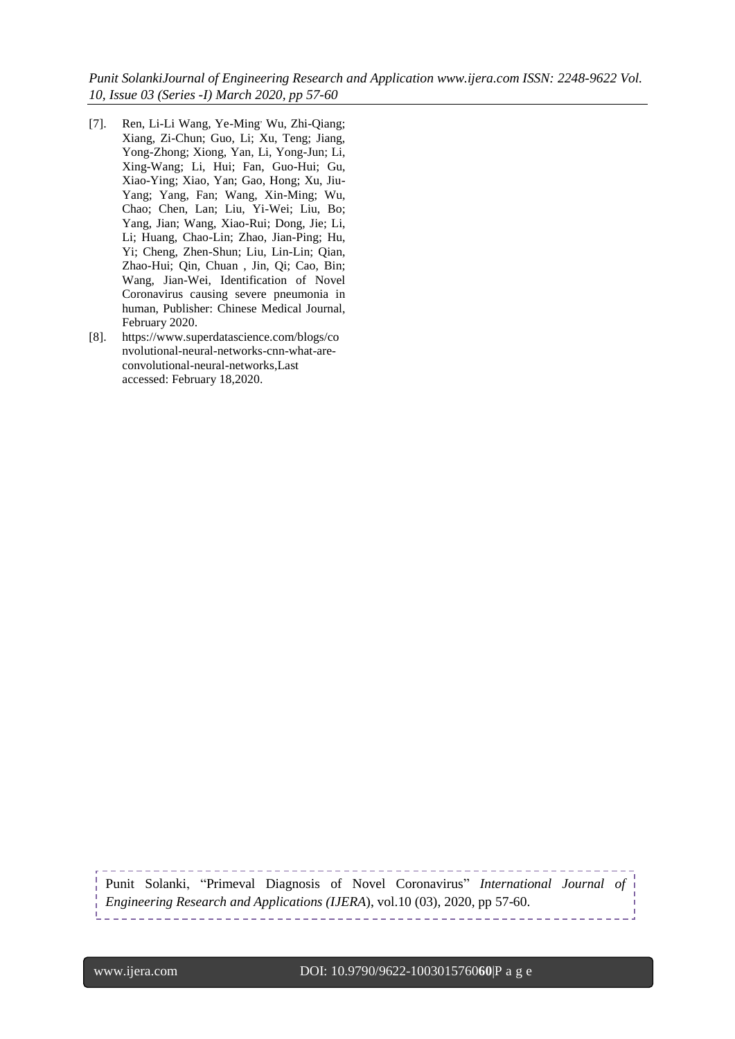[7]. Ren, Li-Li Wang, Ye-Ming, Wu, Zhi-Qiang; Xiang, Zi-Chun; Guo, Li; Xu, Teng; Jiang, Yong-Zhong; Xiong, Yan, Li, Yong-Jun; Li, Xing-Wang; Li, Hui; Fan, Guo-Hui; Gu, Xiao-Ying; Xiao, Yan; Gao, Hong; Xu, Jiu-Yang; Yang, Fan; Wang, Xin-Ming; Wu, Chao; Chen, Lan; Liu, Yi-Wei; Liu, Bo; Yang, Jian; Wang, Xiao-Rui; Dong, Jie; Li, Li; Huang, Chao-Lin; Zhao, Jian-Ping; Hu, Yi; Cheng, Zhen-Shun; Liu, Lin-Lin; Qian, Zhao-Hui; Qin, Chuan , Jin, Qi; Cao, Bin; Wang, Jian-Wei, Identification of Novel Coronavirus causing severe pneumonia in human, Publisher: Chinese Medical Journal, February 2020.

[8]. https://www.superdatascience.com/blogs/convolutional-neural-networks-cnn-what-are-convolutional-neural-networks,Last accessed: February 18,2020.

Punit Solanki, "Primeval Diagnosis of Novel Coronavirus" *International Journal of Engineering Research and Applications (IJERA*), vol.10 (03), 2020, pp 57-60.